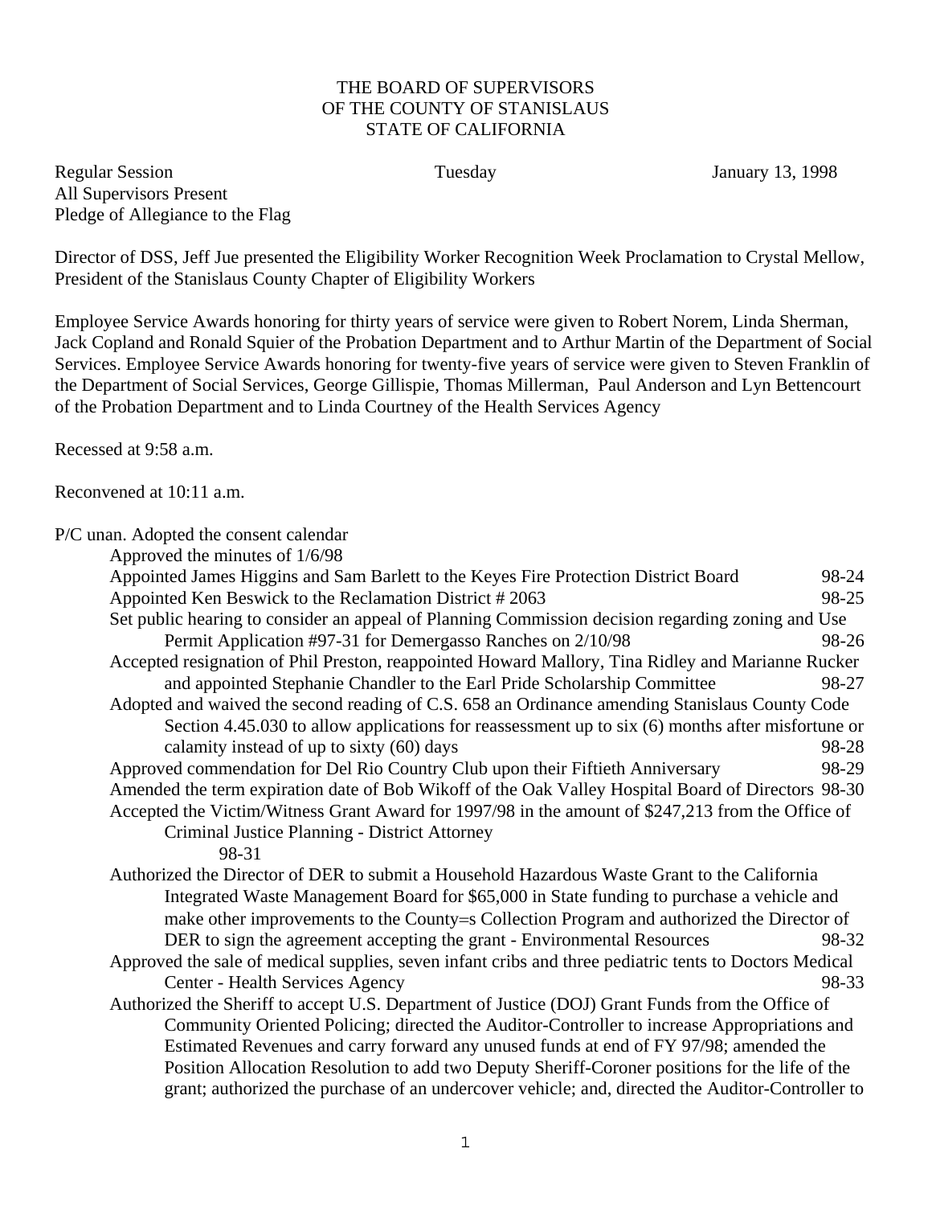THE BOARD OF SUPERVISORS
OF THE COUNTY OF STANISLAUS
STATE OF CALIFORNIA

Regular Session Tuesday January 13, 1998
All Supervisors Present
Pledge of Allegiance to the Flag

Director of DSS, Jeff Jue presented the Eligibility Worker Recognition Week Proclamation to Crystal Mellow, President of the Stanislaus County Chapter of Eligibility Workers

Employee Service Awards honoring for thirty years of service were given to Robert Norem, Linda Sherman, Jack Copland and Ronald Squier of the Probation Department and to Arthur Martin of the Department of Social Services. Employee Service Awards honoring for twenty-five years of service were given to Steven Franklin of the Department of Social Services, George Gillispie, Thomas Millerman, Paul Anderson and Lyn Bettencourt of the Probation Department and to Linda Courtney of the Health Services Agency

Recessed at 9:58 a.m.

Reconvened at 10:11 a.m.

P/C unan. Adopted the consent calendar

- Approved the minutes of 1/6/98
- Appointed James Higgins and Sam Barlett to the Keyes Fire Protection District Board 98-24
- Appointed Ken Beswick to the Reclamation District # 2063 98-25
- Set public hearing to consider an appeal of Planning Commission decision regarding zoning and Use Permit Application #97-31 for Demergasso Ranches on 2/10/98 98-26
- Accepted resignation of Phil Preston, reappointed Howard Mallory, Tina Ridley and Marianne Rucker and appointed Stephanie Chandler to the Earl Pride Scholarship Committee 98-27
- Adopted and waived the second reading of C.S. 658 an Ordinance amending Stanislaus County Code Section 4.45.030 to allow applications for reassessment up to six (6) months after misfortune or calamity instead of up to sixty (60) days 98-28
- Approved commendation for Del Rio Country Club upon their Fiftieth Anniversary 98-29
- Amended the term expiration date of Bob Wikoff of the Oak Valley Hospital Board of Directors 98-30
- Accepted the Victim/Witness Grant Award for 1997/98 in the amount of $247,213 from the Office of Criminal Justice Planning - District Attorney 98-31
- Authorized the Director of DER to submit a Household Hazardous Waste Grant to the California Integrated Waste Management Board for $65,000 in State funding to purchase a vehicle and make other improvements to the County=s Collection Program and authorized the Director of DER to sign the agreement accepting the grant - Environmental Resources 98-32
- Approved the sale of medical supplies, seven infant cribs and three pediatric tents to Doctors Medical Center - Health Services Agency 98-33
- Authorized the Sheriff to accept U.S. Department of Justice (DOJ) Grant Funds from the Office of Community Oriented Policing; directed the Auditor-Controller to increase Appropriations and Estimated Revenues and carry forward any unused funds at end of FY 97/98; amended the Position Allocation Resolution to add two Deputy Sheriff-Coroner positions for the life of the grant; authorized the purchase of an undercover vehicle; and, directed the Auditor-Controller to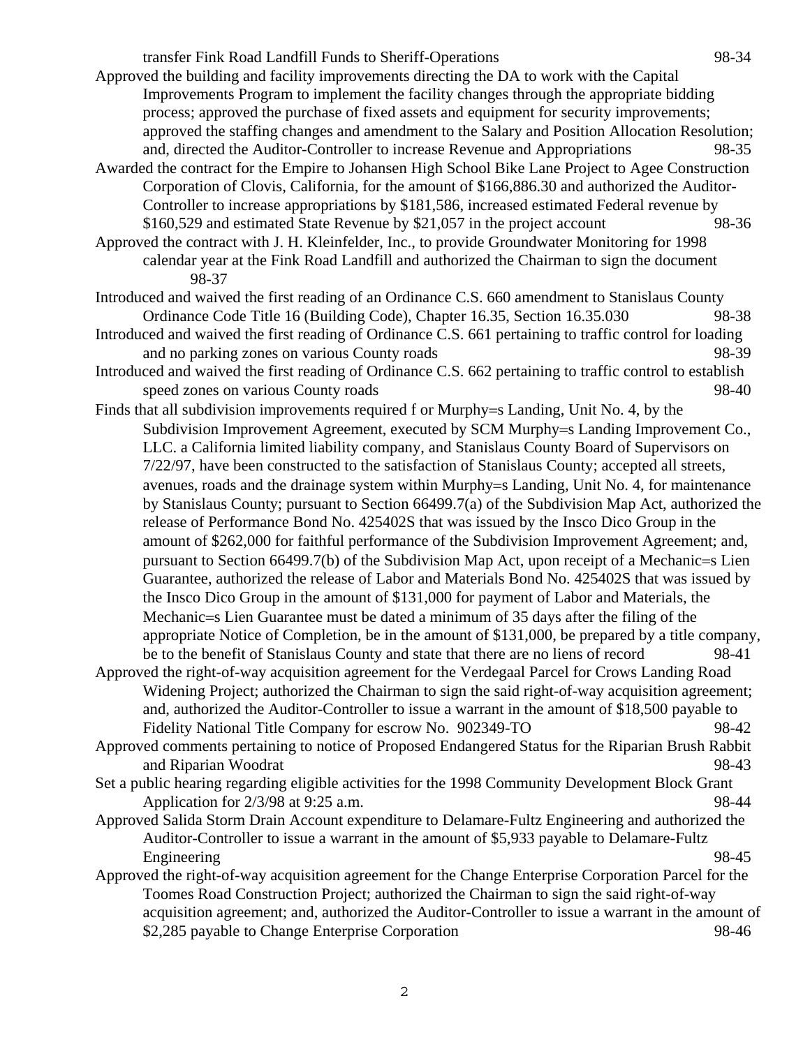transfer Fink Road Landfill Funds to Sheriff-Operations 98-34

Approved the building and facility improvements directing the DA to work with the Capital Improvements Program to implement the facility changes through the appropriate bidding process; approved the purchase of fixed assets and equipment for security improvements; approved the staffing changes and amendment to the Salary and Position Allocation Resolution; and, directed the Auditor-Controller to increase Revenue and Appropriations 98-35

Awarded the contract for the Empire to Johansen High School Bike Lane Project to Agee Construction Corporation of Clovis, California, for the amount of $166,886.30 and authorized the Auditor-Controller to increase appropriations by $181,586, increased estimated Federal revenue by $160,529 and estimated State Revenue by $21,057 in the project account 98-36

Approved the contract with J. H. Kleinfelder, Inc., to provide Groundwater Monitoring for 1998 calendar year at the Fink Road Landfill and authorized the Chairman to sign the document 98-37

Introduced and waived the first reading of an Ordinance C.S. 660 amendment to Stanislaus County Ordinance Code Title 16 (Building Code), Chapter 16.35, Section 16.35.030 98-38

Introduced and waived the first reading of Ordinance C.S. 661 pertaining to traffic control for loading and no parking zones on various County roads 98-39

Introduced and waived the first reading of Ordinance C.S. 662 pertaining to traffic control to establish speed zones on various County roads 98-40

Finds that all subdivision improvements required f or Murphy=s Landing, Unit No. 4, by the Subdivision Improvement Agreement, executed by SCM Murphy=s Landing Improvement Co., LLC. a California limited liability company, and Stanislaus County Board of Supervisors on 7/22/97, have been constructed to the satisfaction of Stanislaus County; accepted all streets, avenues, roads and the drainage system within Murphy=s Landing, Unit No. 4, for maintenance by Stanislaus County; pursuant to Section 66499.7(a) of the Subdivision Map Act, authorized the release of Performance Bond No. 425402S that was issued by the Insco Dico Group in the amount of $262,000 for faithful performance of the Subdivision Improvement Agreement; and, pursuant to Section 66499.7(b) of the Subdivision Map Act, upon receipt of a Mechanic=s Lien Guarantee, authorized the release of Labor and Materials Bond No. 425402S that was issued by the Insco Dico Group in the amount of $131,000 for payment of Labor and Materials, the Mechanic=s Lien Guarantee must be dated a minimum of 35 days after the filing of the appropriate Notice of Completion, be in the amount of $131,000, be prepared by a title company, be to the benefit of Stanislaus County and state that there are no liens of record 98-41

Approved the right-of-way acquisition agreement for the Verdegaal Parcel for Crows Landing Road Widening Project; authorized the Chairman to sign the said right-of-way acquisition agreement; and, authorized the Auditor-Controller to issue a warrant in the amount of $18,500 payable to Fidelity National Title Company for escrow No. 902349-TO 98-42

Approved comments pertaining to notice of Proposed Endangered Status for the Riparian Brush Rabbit and Riparian Woodrat 98-43

Set a public hearing regarding eligible activities for the 1998 Community Development Block Grant Application for 2/3/98 at 9:25 a.m. 98-44

Approved Salida Storm Drain Account expenditure to Delamare-Fultz Engineering and authorized the Auditor-Controller to issue a warrant in the amount of $5,933 payable to Delamare-Fultz Engineering 98-45

Approved the right-of-way acquisition agreement for the Change Enterprise Corporation Parcel for the Toomes Road Construction Project; authorized the Chairman to sign the said right-of-way acquisition agreement; and, authorized the Auditor-Controller to issue a warrant in the amount of $2,285 payable to Change Enterprise Corporation 98-46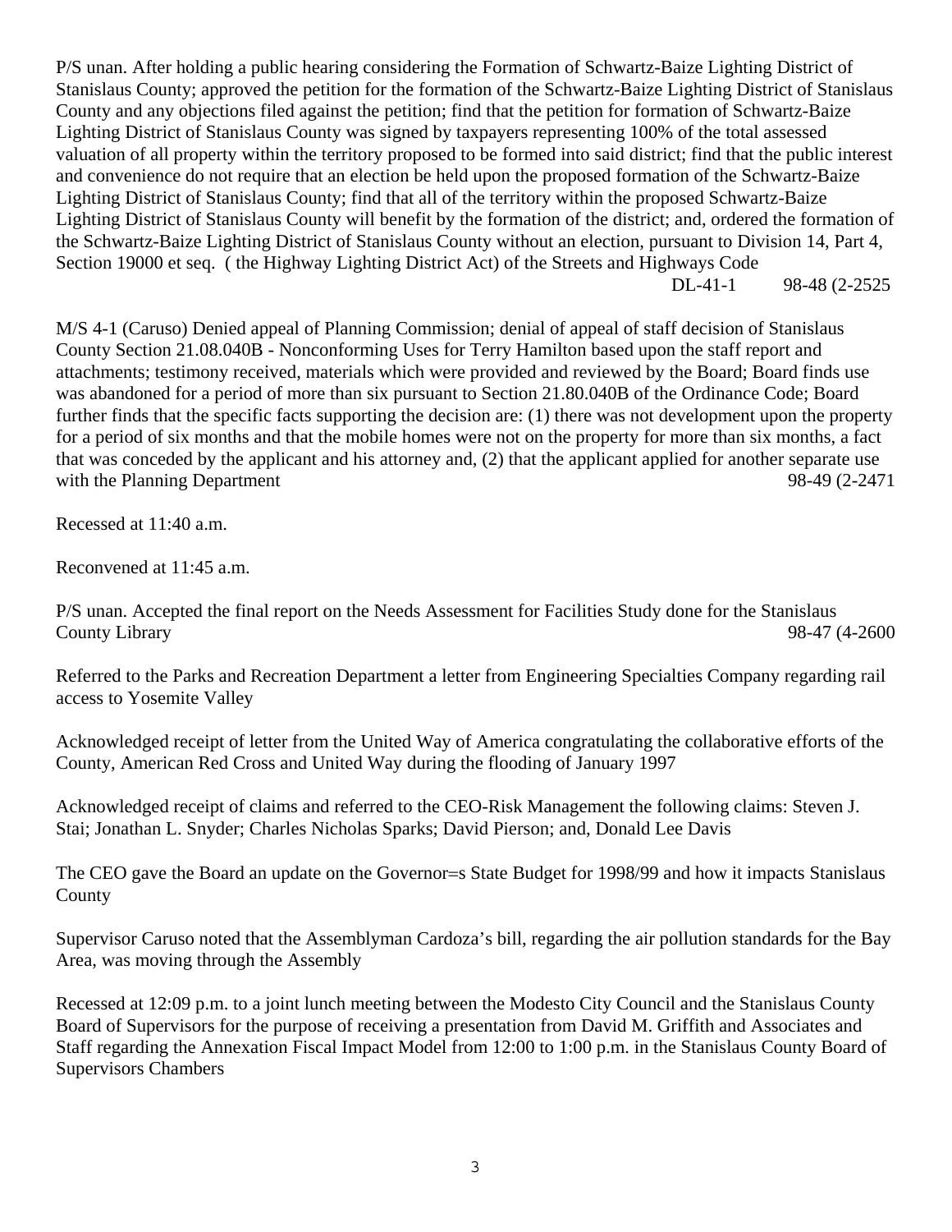P/S unan. After holding a public hearing considering the Formation of Schwartz-Baize Lighting District of Stanislaus County; approved the petition for the formation of the Schwartz-Baize Lighting District of Stanislaus County and any objections filed against the petition; find that the petition for formation of Schwartz-Baize Lighting District of Stanislaus County was signed by taxpayers representing 100% of the total assessed valuation of all property within the territory proposed to be formed into said district; find that the public interest and convenience do not require that an election be held upon the proposed formation of the Schwartz-Baize Lighting District of Stanislaus County; find that all of the territory within the proposed Schwartz-Baize Lighting District of Stanislaus County will benefit by the formation of the district; and, ordered the formation of the Schwartz-Baize Lighting District of Stanislaus County without an election, pursuant to Division 14, Part 4, Section 19000 et seq. ( the Highway Lighting District Act) of the Streets and Highways Code
DL-41-1 98-48 (2-2525

M/S 4-1 (Caruso) Denied appeal of Planning Commission; denial of appeal of staff decision of Stanislaus County Section 21.08.040B - Nonconforming Uses for Terry Hamilton based upon the staff report and attachments; testimony received, materials which were provided and reviewed by the Board; Board finds use was abandoned for a period of more than six pursuant to Section 21.80.040B of the Ordinance Code; Board further finds that the specific facts supporting the decision are: (1) there was not development upon the property for a period of six months and that the mobile homes were not on the property for more than six months, a fact that was conceded by the applicant and his attorney and, (2) that the applicant applied for another separate use with the Planning Department 98-49 (2-2471

Recessed at 11:40 a.m.

Reconvened at 11:45 a.m.

P/S unan. Accepted the final report on the Needs Assessment for Facilities Study done for the Stanislaus County Library 98-47 (4-2600

Referred to the Parks and Recreation Department a letter from Engineering Specialties Company regarding rail access to Yosemite Valley

Acknowledged receipt of letter from the United Way of America congratulating the collaborative efforts of the County, American Red Cross and United Way during the flooding of January 1997

Acknowledged receipt of claims and referred to the CEO-Risk Management the following claims: Steven J. Stai; Jonathan L. Snyder; Charles Nicholas Sparks; David Pierson; and, Donald Lee Davis

The CEO gave the Board an update on the Governor=s State Budget for 1998/99 and how it impacts Stanislaus County

Supervisor Caruso noted that the Assemblyman Cardoza's bill, regarding the air pollution standards for the Bay Area, was moving through the Assembly

Recessed at 12:09 p.m. to a joint lunch meeting between the Modesto City Council and the Stanislaus County Board of Supervisors for the purpose of receiving a presentation from David M. Griffith and Associates and Staff regarding the Annexation Fiscal Impact Model from 12:00 to 1:00 p.m. in the Stanislaus County Board of Supervisors Chambers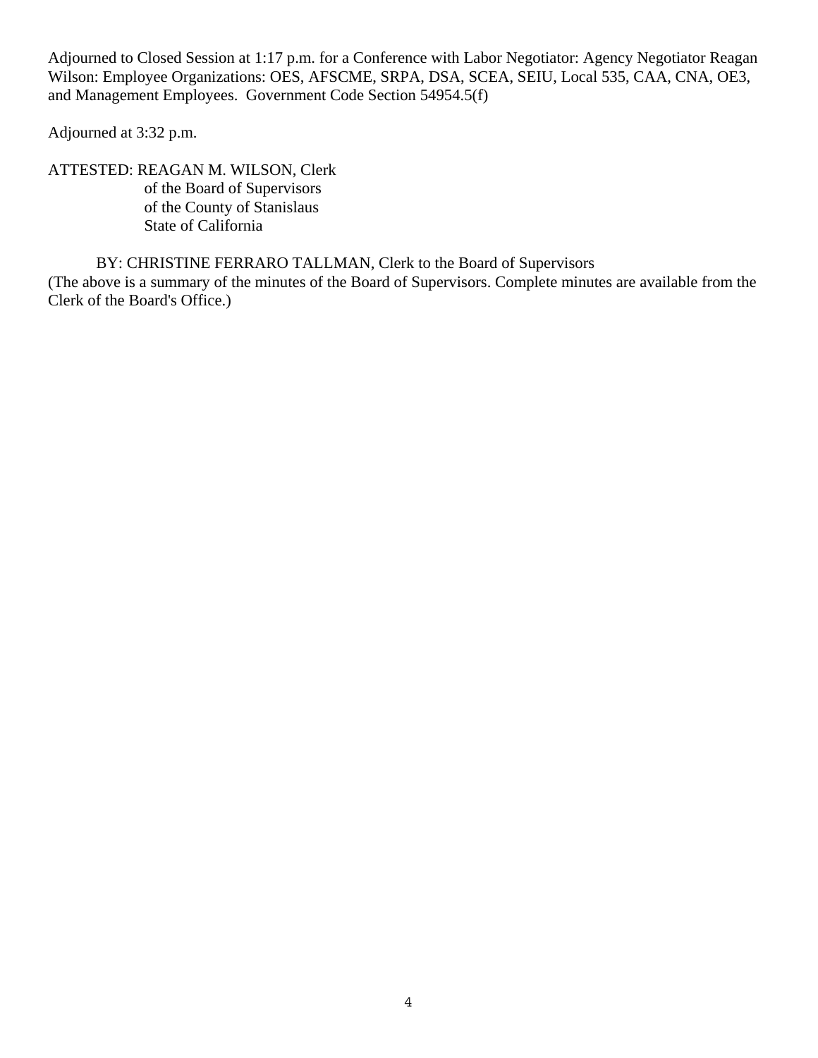Adjourned to Closed Session at 1:17 p.m. for a Conference with Labor Negotiator: Agency Negotiator Reagan Wilson: Employee Organizations: OES, AFSCME, SRPA, DSA, SCEA, SEIU, Local 535, CAA, CNA, OE3, and Management Employees. Government Code Section 54954.5(f)

Adjourned at 3:32 p.m.

ATTESTED: REAGAN M. WILSON, Clerk
of the Board of Supervisors
of the County of Stanislaus
State of California

BY: CHRISTINE FERRARO TALLMAN, Clerk to the Board of Supervisors
(The above is a summary of the minutes of the Board of Supervisors. Complete minutes are available from the Clerk of the Board's Office.)